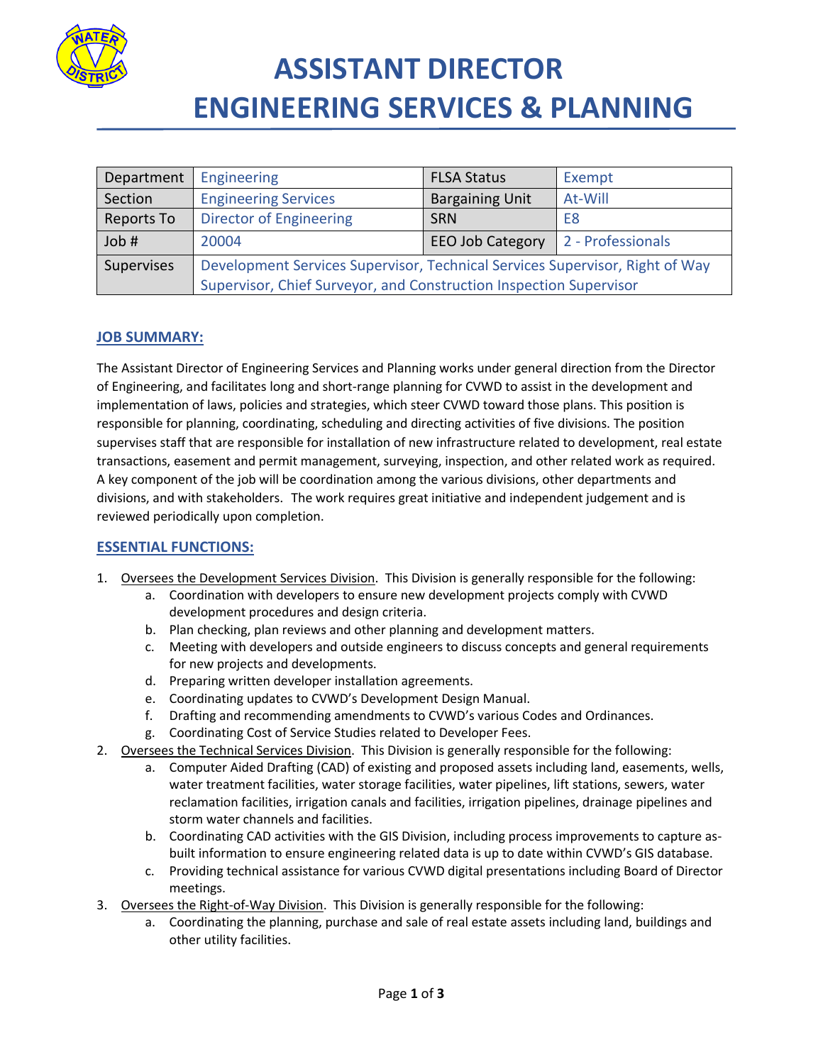# ASSISTANT DIRECTOR
# ENGINEERING SERVICES & PLANNING

| Department | Engineering | FLSA Status | Exempt |
|---|---|---|---|
| Section | Engineering Services | Bargaining Unit | At-Will |
| Reports To | Director of Engineering | SRN | E8 |
| Job # | 20004 | EEO Job Category | 2 - Professionals |
| Supervises | Development Services Supervisor, Technical Services Supervisor, Right of Way Supervisor, Chief Surveyor, and Construction Inspection Supervisor | | |

## JOB SUMMARY:

The Assistant Director of Engineering Services and Planning works under general direction from the Director of Engineering, and facilitates long and short-range planning for CVWD to assist in the development and implementation of laws, policies and strategies, which steer CVWD toward those plans. This position is responsible for planning, coordinating, scheduling and directing activities of five divisions. The position supervises staff that are responsible for installation of new infrastructure related to development, real estate transactions, easement and permit management, surveying, inspection, and other related work as required. A key component of the job will be coordination among the various divisions, other departments and divisions, and with stakeholders. The work requires great initiative and independent judgement and is reviewed periodically upon completion.

## ESSENTIAL FUNCTIONS:

1. Oversees the Development Services Division. This Division is generally responsible for the following:
    a. Coordination with developers to ensure new development projects comply with CVWD development procedures and design criteria.
    b. Plan checking, plan reviews and other planning and development matters.
    c. Meeting with developers and outside engineers to discuss concepts and general requirements for new projects and developments.
    d. Preparing written developer installation agreements.
    e. Coordinating updates to CVWD's Development Design Manual.
    f. Drafting and recommending amendments to CVWD's various Codes and Ordinances.
    g. Coordinating Cost of Service Studies related to Developer Fees.
2. Oversees the Technical Services Division. This Division is generally responsible for the following:
    a. Computer Aided Drafting (CAD) of existing and proposed assets including land, easements, wells, water treatment facilities, water storage facilities, water pipelines, lift stations, sewers, water reclamation facilities, irrigation canals and facilities, irrigation pipelines, drainage pipelines and storm water channels and facilities.
    b. Coordinating CAD activities with the GIS Division, including process improvements to capture as-built information to ensure engineering related data is up to date within CVWD's GIS database.
    c. Providing technical assistance for various CVWD digital presentations including Board of Director meetings.
3. Oversees the Right-of-Way Division. This Division is generally responsible for the following:
    a. Coordinating the planning, purchase and sale of real estate assets including land, buildings and other utility facilities.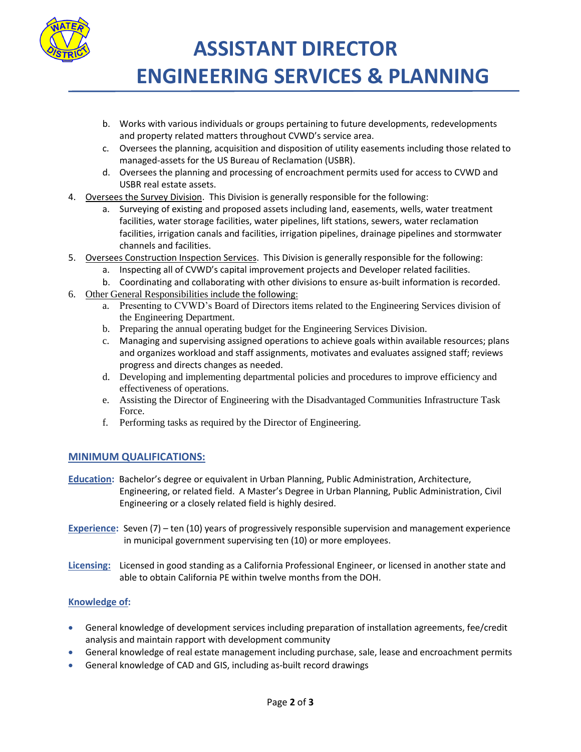b. Works with various individuals or groups pertaining to future developments, redevelopments and property related matters throughout CVWD's service area.
   c. Oversees the planning, acquisition and disposition of utility easements including those related to managed-assets for the US Bureau of Reclamation (USBR).
   d. Oversees the planning and processing of encroachment permits used for access to CVWD and USBR real estate assets.

4. <u>Oversees the Survey Division</u>. This Division is generally responsible for the following:
   a. Surveying of existing and proposed assets including land, easements, wells, water treatment facilities, water storage facilities, water pipelines, lift stations, sewers, water reclamation facilities, irrigation canals and facilities, irrigation pipelines, drainage pipelines and stormwater channels and facilities.
5. <u>Oversees Construction Inspection Services</u>. This Division is generally responsible for the following:
   a. Inspecting all of CVWD's capital improvement projects and Developer related facilities.
   b. Coordinating and collaborating with other divisions to ensure as-built information is recorded.
6. <u>Other General Responsibilities include the following:</u>
   a. Presenting to CVWD's Board of Directors items related to the Engineering Services division of the Engineering Department.
   b. Preparing the annual operating budget for the Engineering Services Division.
   c. Managing and supervising assigned operations to achieve goals within available resources; plans and organizes workload and staff assignments, motivates and evaluates assigned staff; reviews progress and directs changes as needed.
   d. Developing and implementing departmental policies and procedures to improve efficiency and effectiveness of operations.
   e. Assisting the Director of Engineering with the Disadvantaged Communities Infrastructure Task Force.
   f. Performing tasks as required by the Director of Engineering.

## MINIMUM QUALIFICATIONS:

**Education:** Bachelor's degree or equivalent in Urban Planning, Public Administration, Architecture, Engineering, or related field. A Master's Degree in Urban Planning, Public Administration, Civil Engineering or a closely related field is highly desired.

**Experience:** Seven (7) – ten (10) years of progressively responsible supervision and management experience in municipal government supervising ten (10) or more employees.

**Licensing:** Licensed in good standing as a California Professional Engineer, or licensed in another state and able to obtain California PE within twelve months from the DOH.

**Knowledge of:**

- General knowledge of development services including preparation of installation agreements, fee/credit analysis and maintain rapport with development community
- General knowledge of real estate management including purchase, sale, lease and encroachment permits
- General knowledge of CAD and GIS, including as-built record drawings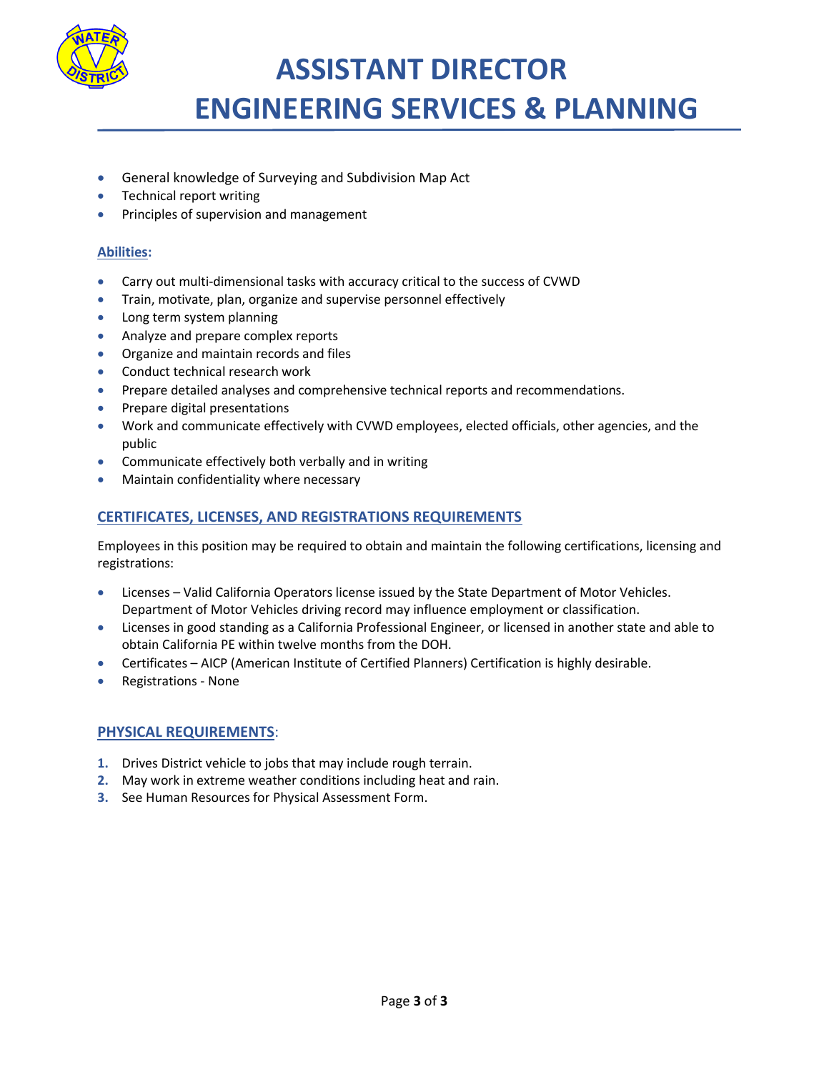- General knowledge of Surveying and Subdivision Map Act
- Technical report writing
- Principles of supervision and management

**Abilities:**

- Carry out multi-dimensional tasks with accuracy critical to the success of CVWD
- Train, motivate, plan, organize and supervise personnel effectively
- Long term system planning
- Analyze and prepare complex reports
- Organize and maintain records and files
- Conduct technical research work
- Prepare detailed analyses and comprehensive technical reports and recommendations.
- Prepare digital presentations
- Work and communicate effectively with CVWD employees, elected officials, other agencies, and the public
- Communicate effectively both verbally and in writing
- Maintain confidentiality where necessary

## CERTIFICATES, LICENSES, AND REGISTRATIONS REQUIREMENTS

Employees in this position may be required to obtain and maintain the following certifications, licensing and registrations:

- Licenses – Valid California Operators license issued by the State Department of Motor Vehicles. Department of Motor Vehicles driving record may influence employment or classification.
- Licenses in good standing as a California Professional Engineer, or licensed in another state and able to obtain California PE within twelve months from the DOH.
- Certificates – AICP (American Institute of Certified Planners) Certification is highly desirable.
- Registrations - None

## PHYSICAL REQUIREMENTS:

1. Drives District vehicle to jobs that may include rough terrain.
2. May work in extreme weather conditions including heat and rain.
3. See Human Resources for Physical Assessment Form.